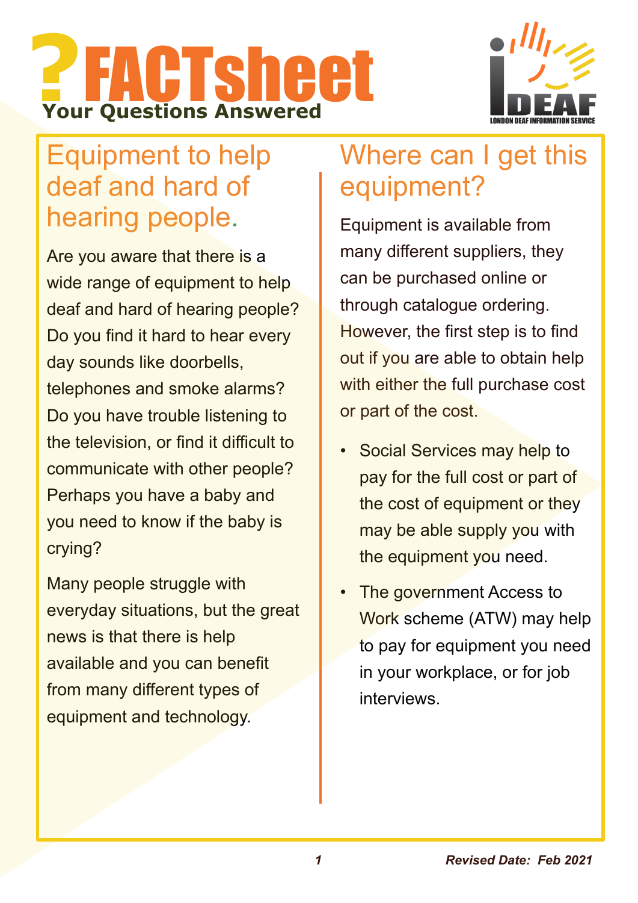# ?FACTsheet

**Your Questions Answered**

LONDON DEAF INFORMATION SERVICE

## Equipment to help deaf and hard of hearing people.

Are you aware that there is a wide range of equipment to help deaf and hard of hearing people? Do you find it hard to hear every day sounds like doorbells, telephones and smoke alarms? Do you have trouble listening to the television, or find it difficult to communicate with other people? Perhaps you have a baby and you need to know if the baby is crying?

Many people struggle with everyday situations, but the great news is that there is help available and you can benefit from many different types of equipment and technology.

## Where can I get this equipment?

Equipment is available from many different suppliers, they can be purchased online or through catalogue ordering. However, the first step is to find out if you are able to obtain help with either the full purchase cost or part of the cost.

- Social Services may help to pay for the full cost or part of the cost of equipment or they may be able supply you with the equipment you need.
- The government Access to Work scheme (ATW) may help to pay for equipment you need in your workplace, or for job interviews.

*Revised Date: Feb 2021*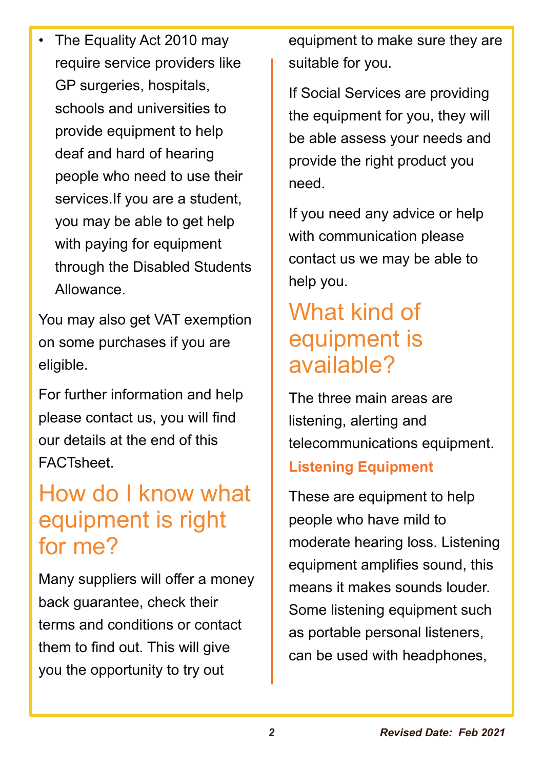- The Equality Act 2010 may require service providers like GP surgeries, hospitals, schools and universities to provide equipment to help deaf and hard of hearing people who need to use their services.If you are a student, you may be able to get help with paying for equipment through the Disabled Students Allowance.

You may also get VAT exemption on some purchases if you are eligible.

For further information and help please contact us, you will find our details at the end of this FACTsheet.

## How do I know what equipment is right for me?

Many suppliers will offer a money back guarantee, check their terms and conditions or contact them to find out. This will give you the opportunity to try out equipment to make sure they are suitable for you.

If Social Services are providing the equipment for you, they will be able assess your needs and provide the right product you need.

If you need any advice or help with communication please contact us we may be able to help you.

## What kind of equipment is available?

The three main areas are listening, alerting and telecommunications equipment.

### Listening Equipment

These are equipment to help people who have mild to moderate hearing loss. Listening equipment amplifies sound, this means it makes sounds louder. Some listening equipment such as portable personal listeners, can be used with headphones,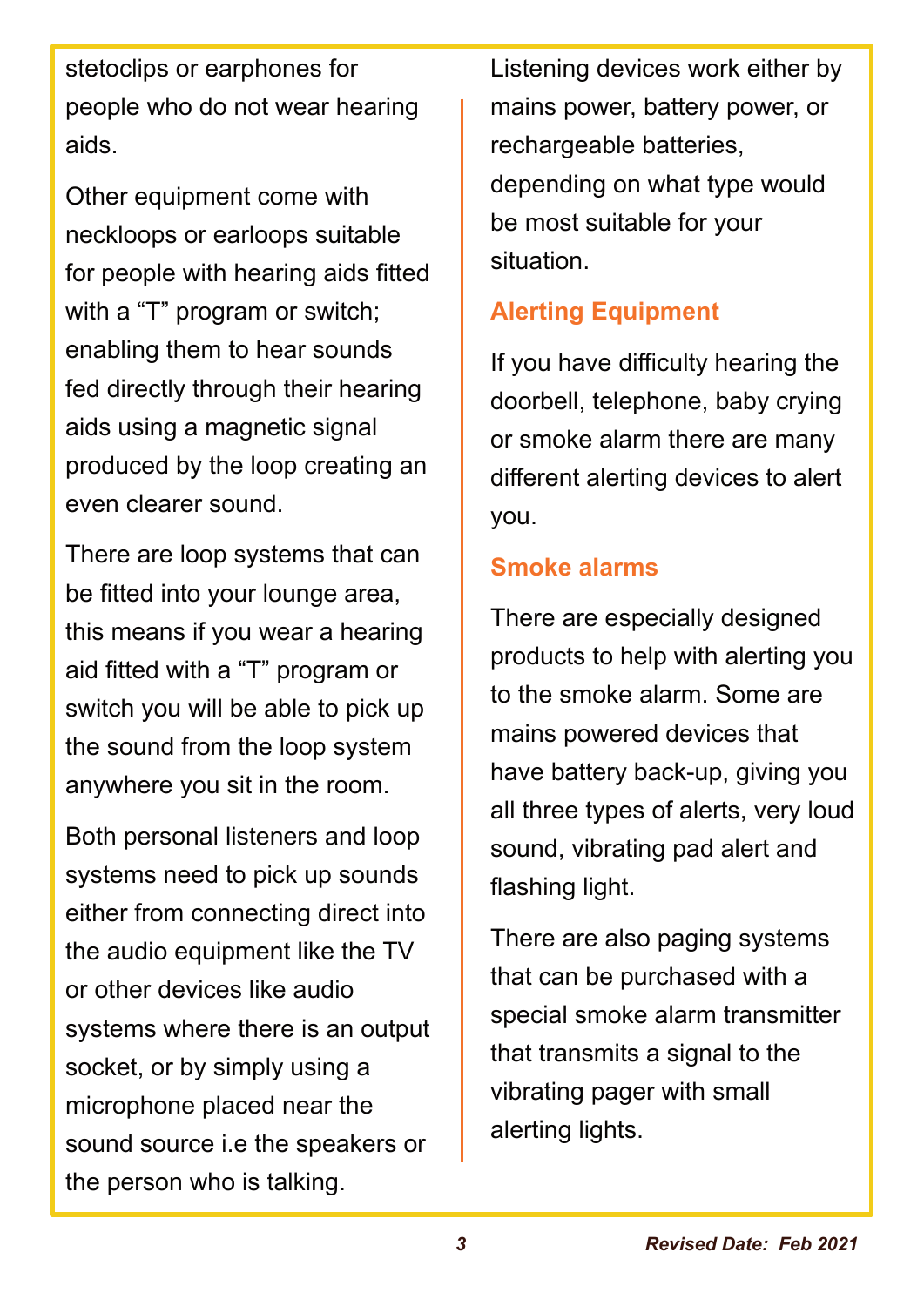stetoclips or earphones for people who do not wear hearing aids.

Other equipment come with neckloops or earloops suitable for people with hearing aids fitted with a “T” program or switch; enabling them to hear sounds fed directly through their hearing aids using a magnetic signal produced by the loop creating an even clearer sound.

There are loop systems that can be fitted into your lounge area, this means if you wear a hearing aid fitted with a “T” program or switch you will be able to pick up the sound from the loop system anywhere you sit in the room.

Both personal listeners and loop systems need to pick up sounds either from connecting direct into the audio equipment like the TV or other devices like audio systems where there is an output socket, or by simply using a microphone placed near the sound source i.e the speakers or the person who is talking.

Listening devices work either by mains power, battery power, or rechargeable batteries, depending on what type would be most suitable for your situation.

## Alerting Equipment

If you have difficulty hearing the doorbell, telephone, baby crying or smoke alarm there are many different alerting devices to alert you.

## Smoke alarms

There are especially designed products to help with alerting you to the smoke alarm. Some are mains powered devices that have battery back-up, giving you all three types of alerts, very loud sound, vibrating pad alert and flashing light.

There are also paging systems that can be purchased with a special smoke alarm transmitter that transmits a signal to the vibrating pager with small alerting lights.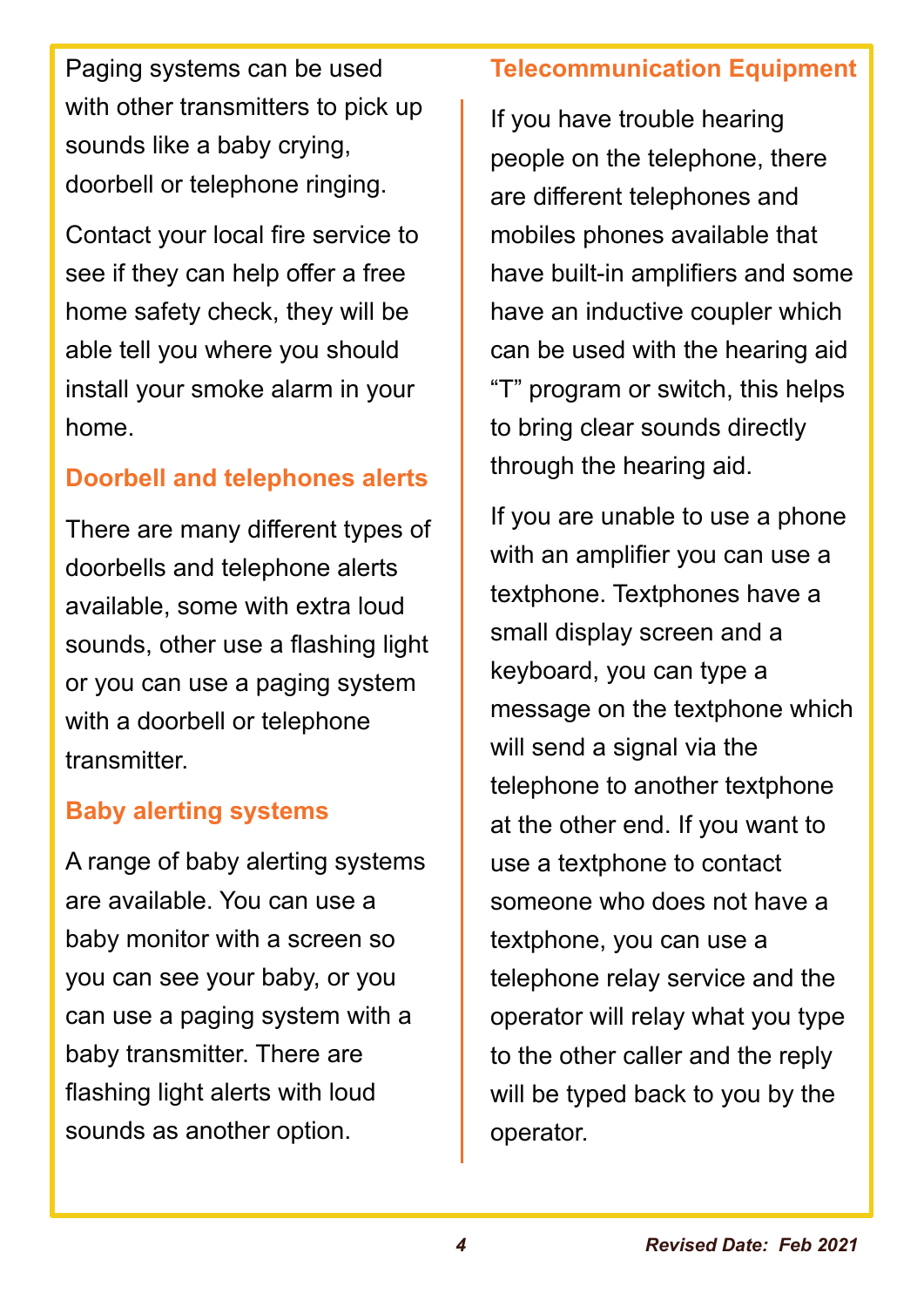Paging systems can be used with other transmitters to pick up sounds like a baby crying, doorbell or telephone ringing.

Contact your local fire service to see if they can help offer a free home safety check, they will be able tell you where you should install your smoke alarm in your home.

## Doorbell and telephones alerts

There are many different types of doorbells and telephone alerts available, some with extra loud sounds, other use a flashing light or you can use a paging system with a doorbell or telephone transmitter.

## Baby alerting systems

A range of baby alerting systems are available. You can use a baby monitor with a screen so you can see your baby, or you can use a paging system with a baby transmitter. There are flashing light alerts with loud sounds as another option.

## Telecommunication Equipment

If you have trouble hearing people on the telephone, there are different telephones and mobiles phones available that have built-in amplifiers and some have an inductive coupler which can be used with the hearing aid "T" program or switch, this helps to bring clear sounds directly through the hearing aid.

If you are unable to use a phone with an amplifier you can use a textphone. Textphones have a small display screen and a keyboard, you can type a message on the textphone which will send a signal via the telephone to another textphone at the other end. If you want to use a textphone to contact someone who does not have a textphone, you can use a telephone relay service and the operator will relay what you type to the other caller and the reply will be typed back to you by the operator.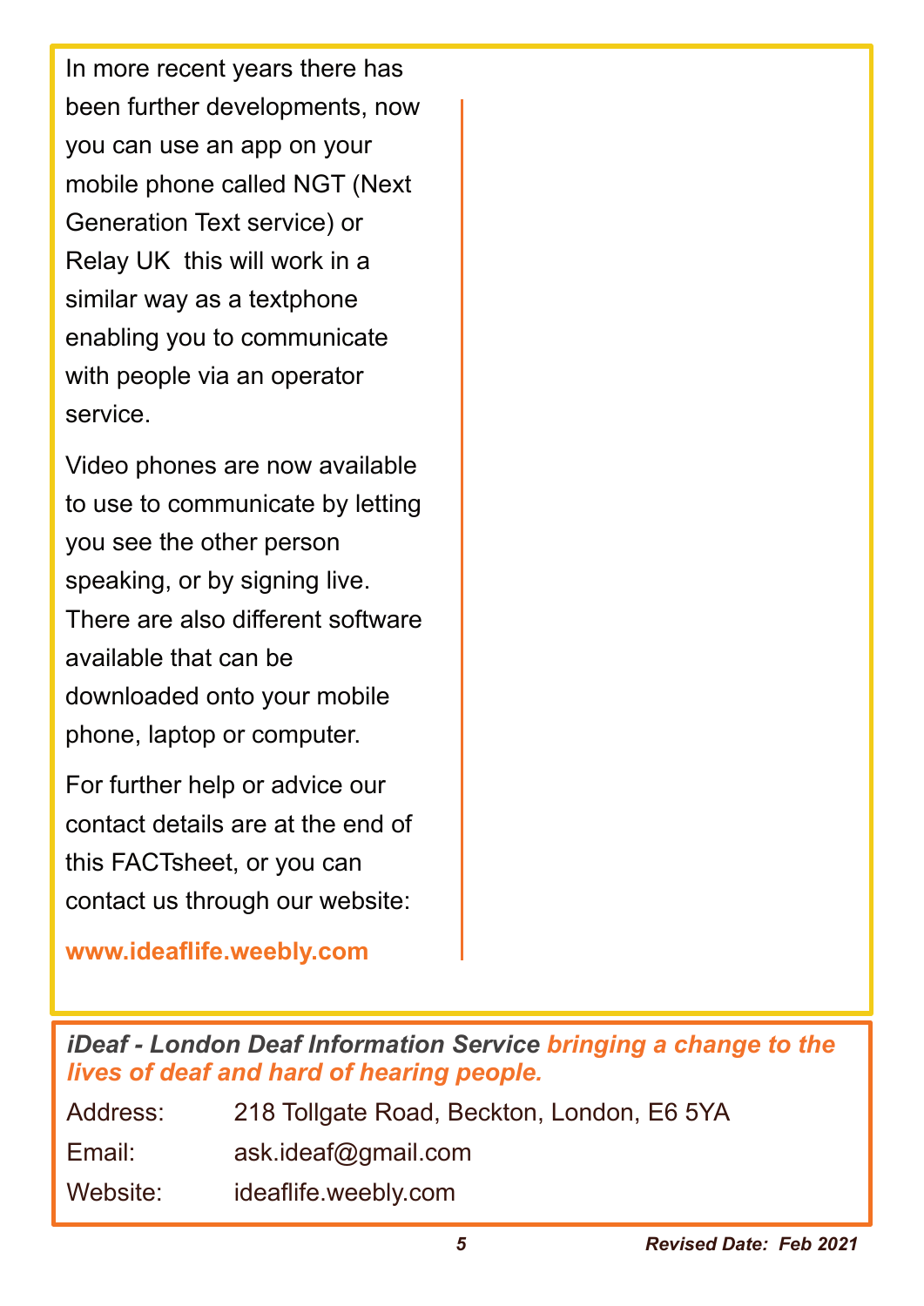In more recent years there has been further developments, now you can use an app on your mobile phone called NGT (Next Generation Text service) or Relay UK this will work in a similar way as a textphone enabling you to communicate with people via an operator service.

Video phones are now available to use to communicate by letting you see the other person speaking, or by signing live. There are also different software available that can be downloaded onto your mobile phone, laptop or computer.

For further help or advice our contact details are at the end of this FACTsheet, or you can contact us through our website:

**www.ideaflife.weebly.com**

***iDeaf - London Deaf Information Service bringing a change to the lives of deaf and hard of hearing people.***

| | |
|---|---|
| Address: | 218 Tollgate Road, Beckton, London, E6 5YA |
| Email: | ask.ideaf@gmail.com |
| Website: | ideaflife.weebly.com |

***Revised Date: Feb 2021***